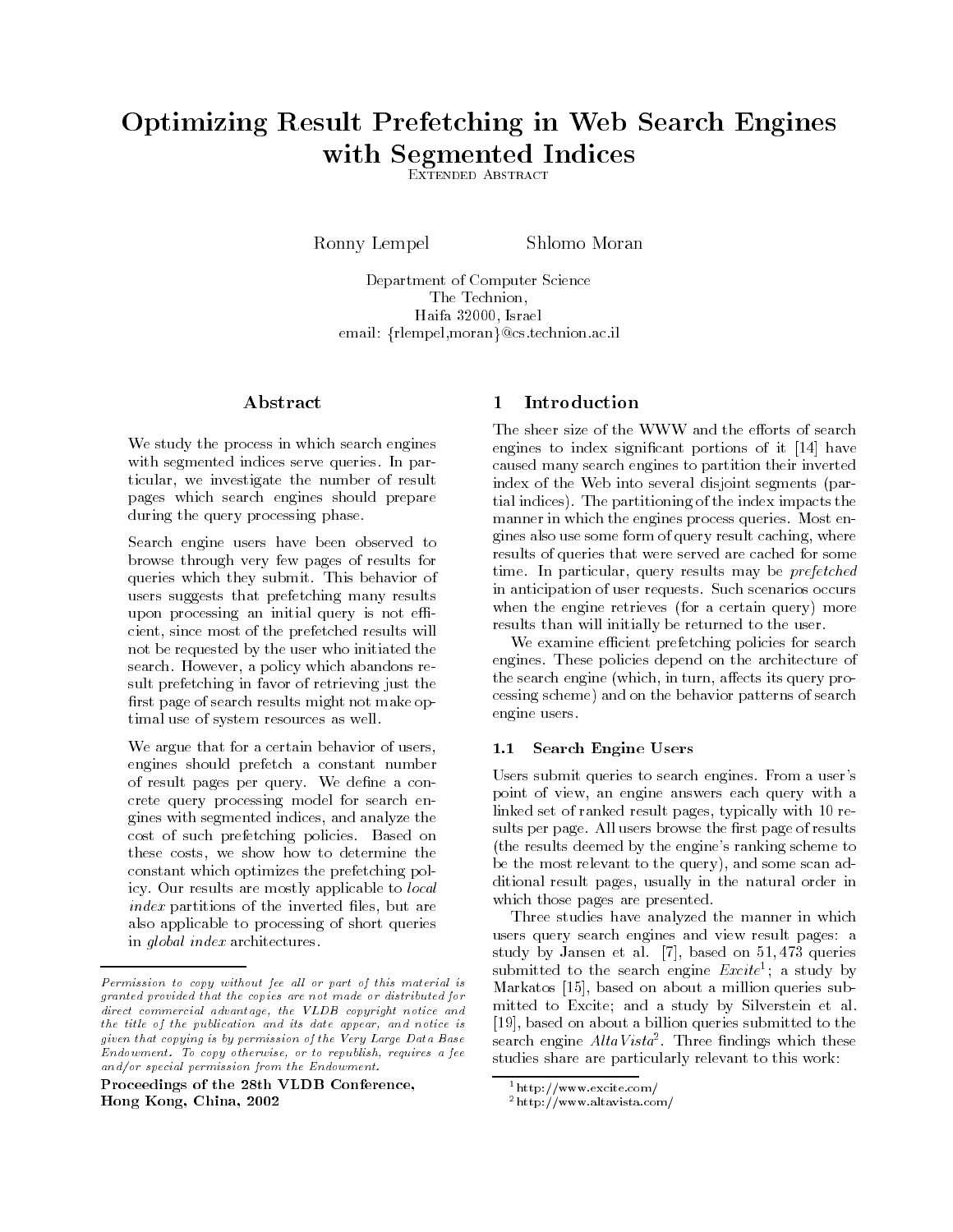# Optimizing Result Prefetching in Web Search Engines with Segmented Indices

Extended Abstract

Ronny Lempel  Shlomo Moran

Department of Computer Science
The Technion,
Haifa 32000, Israel
email: {rlempel,moran}@cs.technion.ac.il

## Abstract

We study the process in which search engines with segmented indices serve queries. In particular, we investigate the number of result pages which search engines should prepare during the query processing phase.

Search engine users have been observed to browse through very few pages of results for queries which they submit. This behavior of users suggests that prefetching many results upon processing an initial query is not efficient, since most of the prefetched results will not be requested by the user who initiated the search. However, a policy which abandons result prefetching in favor of retrieving just the first page of search results might not make optimal use of system resources as well.

We argue that for a certain behavior of users, engines should prefetch a constant number of result pages per query. We define a concrete query processing model for search engines with segmented indices, and analyze the cost of such prefetching policies. Based on these costs, we show how to determine the constant which optimizes the prefetching policy. Our results are mostly applicable to *local index* partitions of the inverted files, but are also applicable to processing of short queries in *global index* architectures.

*Permission to copy without fee all or part of this material is granted provided that the copies are not made or distributed for direct commercial advantage, the VLDB copyright notice and the title of the publication and its date appear, and notice is given that copying is by permission of the Very Large Data Base Endowment. To copy otherwise, or to republish, requires a fee and/or special permission from the Endowment.*

**Proceedings of the 28th VLDB Conference, Hong Kong, China, 2002**

## 1 Introduction

The sheer size of the WWW and the efforts of search engines to index significant portions of it [14] have caused many search engines to partition their inverted index of the Web into several disjoint segments (partial indices). The partitioning of the index impacts the manner in which the engines process queries. Most engines also use some form of query result caching, where results of queries that were served are cached for some time. In particular, query results may be *prefetched* in anticipation of user requests. Such scenarios occurs when the engine retrieves (for a certain query) more results than will initially be returned to the user.

We examine efficient prefetching policies for search engines. These policies depend on the architecture of the search engine (which, in turn, affects its query processing scheme) and on the behavior patterns of search engine users.

### 1.1 Search Engine Users

Users submit queries to search engines. From a user's point of view, an engine answers each query with a linked set of ranked result pages, typically with 10 results per page. All users browse the first page of results (the results deemed by the engine's ranking scheme to be the most relevant to the query), and some scan additional result pages, usually in the natural order in which those pages are presented.

Three studies have analyzed the manner in which users query search engines and view result pages: a study by Jansen et al. [7], based on 51,473 queries submitted to the search engine *Excite*[1]; a study by Markatos [15], based on about a million queries submitted to Excite; and a study by Silverstein et al. [19], based on about a billion queries submitted to the search engine *AltaVista*[2]. Three findings which these studies share are particularly relevant to this work:

[1] http://www.excite.com/
[2] http://www.altavista.com/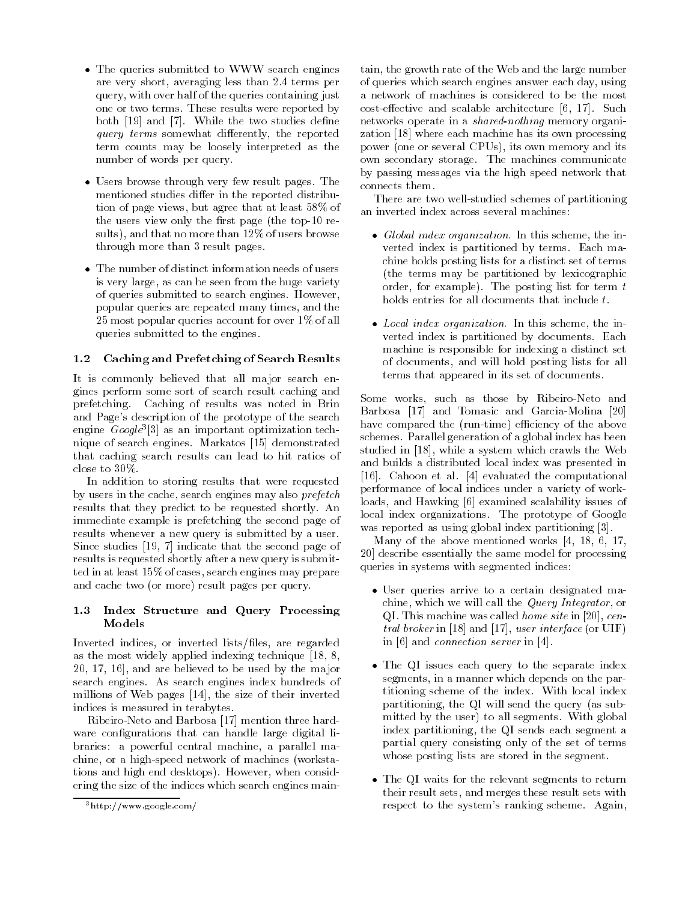- The queries submitted to WWW search engines are very short, averaging less than 2.4 terms per query, with over half of the queries containing just one or two terms. These results were reported by both [19] and [7]. While the two studies define *query terms* somewhat differently, the reported term counts may be loosely interpreted as the number of words per query.
- Users browse through very few result pages. The mentioned studies differ in the reported distribution of page views, but agree that at least 58% of the users view only the first page (the top-10 results), and that no more than 12% of users browse through more than 3 result pages.
- The number of distinct information needs of users is very large, as can be seen from the huge variety of queries submitted to search engines. However, popular queries are repeated many times, and the 25 most popular queries account for over 1% of all queries submitted to the engines.

### 1.2 Caching and Prefetching of Search Results

It is commonly believed that all major search engines perform some sort of search result caching and prefetching. Caching of results was noted in Brin and Page's description of the prototype of the search engine *Google*[3][3] as an important optimization technique of search engines. Markatos [15] demonstrated that caching search results can lead to hit ratios of close to 30%.

In addition to storing results that were requested by users in the cache, search engines may also *prefetch* results that they predict to be requested shortly. An immediate example is prefetching the second page of results whenever a new query is submitted by a user. Since studies [19, 7] indicate that the second page of results is requested shortly after a new query is submitted in at least 15% of cases, search engines may prepare and cache two (or more) result pages per query.

### 1.3 Index Structure and Query Processing Models

Inverted indices, or inverted lists/files, are regarded as the most widely applied indexing technique [18, 8, 20, 17, 16], and are believed to be used by the major search engines. As search engines index hundreds of millions of Web pages [14], the size of their inverted indices is measured in terabytes.

Ribeiro-Neto and Barbosa [17] mention three hardware configurations that can handle large digital libraries: a powerful central machine, a parallel machine, or a high-speed network of machines (workstations and high end desktops). However, when considering the size of the indices which search engines maintain, the growth rate of the Web and the large number of queries which search engines answer each day, using a network of machines is considered to be the most cost-effective and scalable architecture [6, 17]. Such networks operate in a *shared-nothing* memory organization [18] where each machine has its own processing power (one or several CPUs), its own memory and its own secondary storage. The machines communicate by passing messages via the high speed network that connects them.

There are two well-studied schemes of partitioning an inverted index across several machines:

- *Global index organization.* In this scheme, the inverted index is partitioned by terms. Each machine holds posting lists for a distinct set of terms (the terms may be partitioned by lexicographic order, for example). The posting list for term $t$ holds entries for all documents that include $t$.
- *Local index organization.* In this scheme, the inverted index is partitioned by documents. Each machine is responsible for indexing a distinct set of documents, and will hold posting lists for all terms that appeared in its set of documents.

Some works, such as those by Ribeiro-Neto and Barbosa [17] and Tomasic and Garcia-Molina [20] have compared the (run-time) efficiency of the above schemes. Parallel generation of a global index has been studied in [18], while a system which crawls the Web and builds a distributed local index was presented in [16]. Cahoon et al. [4] evaluated the computational performance of local indices under a variety of workloads, and Hawking [6] examined scalability issues of local index organizations. The prototype of Google was reported as using global index partitioning [3].

Many of the above mentioned works [4, 18, 6, 17, 20] describe essentially the same model for processing queries in systems with segmented indices:

- User queries arrive to a certain designated machine, which we will call the *Query Integrator*, or QI. This machine was called *home site* in [20], *central broker* in [18] and [17], *user interface* (or UIF) in [6] and *connection server* in [4].
- The QI issues each query to the separate index segments, in a manner which depends on the partitioning scheme of the index. With local index partitioning, the QI will send the query (as submitted by the user) to all segments. With global index partitioning, the QI sends each segment a partial query consisting only of the set of terms whose posting lists are stored in the segment.
- The QI waits for the relevant segments to return their result sets, and merges these result sets with respect to the system's ranking scheme. Again,

[3] http://www.google.com/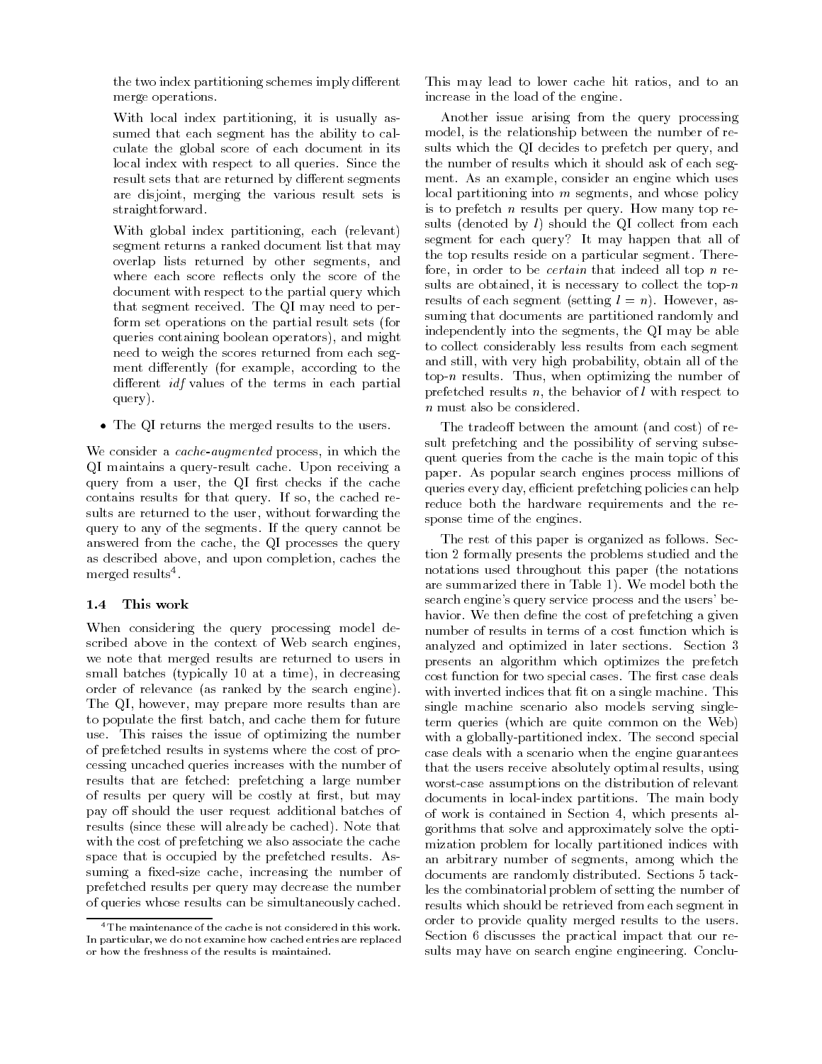the two index partitioning schemes imply different merge operations.

With local index partitioning, it is usually assumed that each segment has the ability to calculate the global score of each document in its local index with respect to all queries. Since the result sets that are returned by different segments are disjoint, merging the various result sets is straightforward.

With global index partitioning, each (relevant) segment returns a ranked document list that may overlap lists returned by other segments, and where each score reflects only the score of the document with respect to the partial query which that segment received. The QI may need to perform set operations on the partial result sets (for queries containing boolean operators), and might need to weigh the scores returned from each segment differently (for example, according to the different *idf* values of the terms in each partial query).

- The QI returns the merged results to the users.

We consider a *cache-augmented* process, in which the QI maintains a query-result cache. Upon receiving a query from a user, the QI first checks if the cache contains results for that query. If so, the cached results are returned to the user, without forwarding the query to any of the segments. If the query cannot be answered from the cache, the QI processes the query as described above, and upon completion, caches the merged results[4].

### 1.4 This work

When considering the query processing model described above in the context of Web search engines, we note that merged results are returned to users in small batches (typically 10 at a time), in decreasing order of relevance (as ranked by the search engine). The QI, however, may prepare more results than are to populate the first batch, and cache them for future use. This raises the issue of optimizing the number of prefetched results in systems where the cost of processing uncached queries increases with the number of results that are fetched: prefetching a large number of results per query will be costly at first, but may pay off should the user request additional batches of results (since these will already be cached). Note that with the cost of prefetching we also associate the cache space that is occupied by the prefetched results. Assuming a fixed-size cache, increasing the number of prefetched results per query may decrease the number of queries whose results can be simultaneously cached. This may lead to lower cache hit ratios, and to an increase in the load of the engine.

Another issue arising from the query processing model, is the relationship between the number of results which the QI decides to prefetch per query, and the number of results which it should ask of each segment. As an example, consider an engine which uses local partitioning into $m$ segments, and whose policy is to prefetch $n$ results per query. How many top results (denoted by $l$) should the QI collect from each segment for each query? It may happen that all of the top results reside on a particular segment. Therefore, in order to be *certain* that indeed all top $n$ results are obtained, it is necessary to collect the top-$n$ results of each segment (setting $l = n$). However, assuming that documents are partitioned randomly and independently into the segments, the QI may be able to collect considerably less results from each segment and still, with very high probability, obtain all of the top-$n$ results. Thus, when optimizing the number of prefetched results $n$, the behavior of $l$ with respect to $n$ must also be considered.

The tradeoff between the amount (and cost) of result prefetching and the possibility of serving subsequent queries from the cache is the main topic of this paper. As popular search engines process millions of queries every day, efficient prefetching policies can help reduce both the hardware requirements and the response time of the engines.

The rest of this paper is organized as follows. Section 2 formally presents the problems studied and the notations used throughout this paper (the notations are summarized there in Table 1). We model both the search engine's query service process and the users' behavior. We then define the cost of prefetching a given number of results in terms of a cost function which is analyzed and optimized in later sections. Section 3 presents an algorithm which optimizes the prefetch cost function for two special cases. The first case deals with inverted indices that fit on a single machine. This single machine scenario also models serving single-term queries (which are quite common on the Web) with a globally-partitioned index. The second special case deals with a scenario when the engine guarantees that the users receive absolutely optimal results, using worst-case assumptions on the distribution of relevant documents in local-index partitions. The main body of work is contained in Section 4, which presents algorithms that solve and approximately solve the optimization problem for locally partitioned indices with an arbitrary number of segments, among which the documents are randomly distributed. Sections 5 tackles the combinatorial problem of setting the number of results which should be retrieved from each segment in order to provide quality merged results to the users. Section 6 discusses the practical impact that our results may have on search engine engineering. Conclu-

[4] The maintenance of the cache is not considered in this work. In particular, we do not examine how cached entries are replaced or how the freshness of the results is maintained.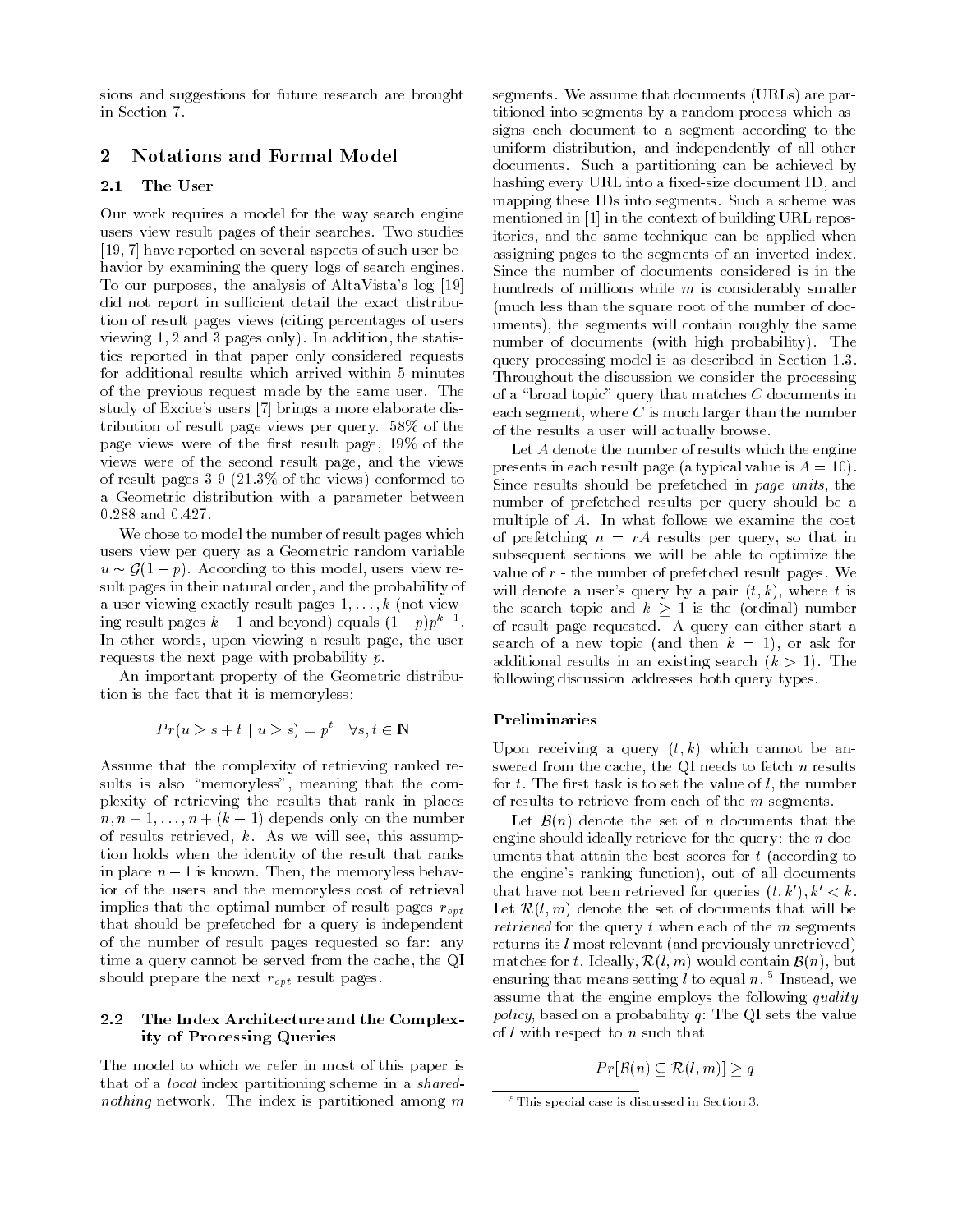sions and suggestions for future research are brought in Section 7.

## 2 Notations and Formal Model

### 2.1 The User

Our work requires a model for the way search engine users view result pages of their searches. Two studies [19, 7] have reported on several aspects of such user behavior by examining the query logs of search engines. To our purposes, the analysis of AltaVista's log [19] did not report in sufficient detail the exact distribution of result pages views (citing percentages of users viewing 1, 2 and 3 pages only). In addition, the statistics reported in that paper only considered requests for additional results which arrived within 5 minutes of the previous request made by the same user. The study of Excite's users [7] brings a more elaborate distribution of result page views per query. 58% of the page views were of the first result page, 19% of the views were of the second result page, and the views of result pages 3-9 (21.3% of the views) conformed to a Geometric distribution with a parameter between 0.288 and 0.427.

We chose to model the number of result pages which users view per query as a Geometric random variable $u \sim \mathcal{G}(1-p)$. According to this model, users view result pages in their natural order, and the probability of a user viewing exactly result pages $1, \ldots, k$ (not viewing result pages $k+1$ and beyond) equals $(1-p)p^{k-1}$. In other words, upon viewing a result page, the user requests the next page with probability $p$.

An important property of the Geometric distribution is the fact that it is memoryless:

$$Pr(u \geq s+t \mid u \geq s) = p^t \quad \forall s, t \in \mathbf{N}$$

Assume that the complexity of retrieving ranked results is also "memoryless", meaning that the complexity of retrieving the results that rank in places $n, n+1, \ldots, n+(k-1)$ depends only on the number of results retrieved, $k$. As we will see, this assumption holds when the identity of the result that ranks in place $n-1$ is known. Then, the memoryless behavior of the users and the memoryless cost of retrieval implies that the optimal number of result pages $r_{opt}$ that should be prefetched for a query is independent of the number of result pages requested so far: any time a query cannot be served from the cache, the QI should prepare the next $r_{opt}$ result pages.

### 2.2 The Index Architecture and the Complexity of Processing Queries

The model to which we refer in most of this paper is that of a *local* index partitioning scheme in a *shared-nothing* network. The index is partitioned among $m$ segments. We assume that documents (URLs) are partitioned into segments by a random process which assigns each document to a segment according to the uniform distribution, and independently of all other documents. Such a partitioning can be achieved by hashing every URL into a fixed-size document ID, and mapping these IDs into segments. Such a scheme was mentioned in [1] in the context of building URL repositories, and the same technique can be applied when assigning pages to the segments of an inverted index. Since the number of documents considered is in the hundreds of millions while $m$ is considerably smaller (much less than the square root of the number of documents), the segments will contain roughly the same number of documents (with high probability). The query processing model is as described in Section 1.3. Throughout the discussion we consider the processing of a "broad topic" query that matches $C$ documents in each segment, where $C$ is much larger than the number of the results a user will actually browse.

Let $A$ denote the number of results which the engine presents in each result page (a typical value is $A = 10$). Since results should be prefetched in *page units*, the number of prefetched results per query should be a multiple of $A$. In what follows we examine the cost of prefetching $n = rA$ results per query, so that in subsequent sections we will be able to optimize the value of $r$ - the number of prefetched result pages. We will denote a user's query by a pair $(t, k)$, where $t$ is the search topic and $k \geq 1$ is the (ordinal) number of result page requested. A query can either start a search of a new topic (and then $k = 1$), or ask for additional results in an existing search ($k > 1$). The following discussion addresses both query types.

#### Preliminaries

Upon receiving a query $(t, k)$ which cannot be answered from the cache, the QI needs to fetch $n$ results for $t$. The first task is to set the value of $l$, the number of results to retrieve from each of the $m$ segments.

Let $\mathcal{B}(n)$ denote the set of $n$ documents that the engine should ideally retrieve for the query: the $n$ documents that attain the best scores for $t$ (according to the engine's ranking function), out of all documents that have not been retrieved for queries $(t, k'), k' < k$. Let $\mathcal{R}(l, m)$ denote the set of documents that will be *retrieved* for the query $t$ when each of the $m$ segments returns its $l$ most relevant (and previously unretrieved) matches for $t$. Ideally, $\mathcal{R}(l, m)$ would contain $\mathcal{B}(n)$, but ensuring that means setting $l$ to equal $n$. [5] Instead, we assume that the engine employs the following *quality policy*, based on a probability $q$: The QI sets the value of $l$ with respect to $n$ such that

$$Pr[\mathcal{B}(n) \subseteq \mathcal{R}(l, m)] \geq q$$

[5] This special case is discussed in Section 3.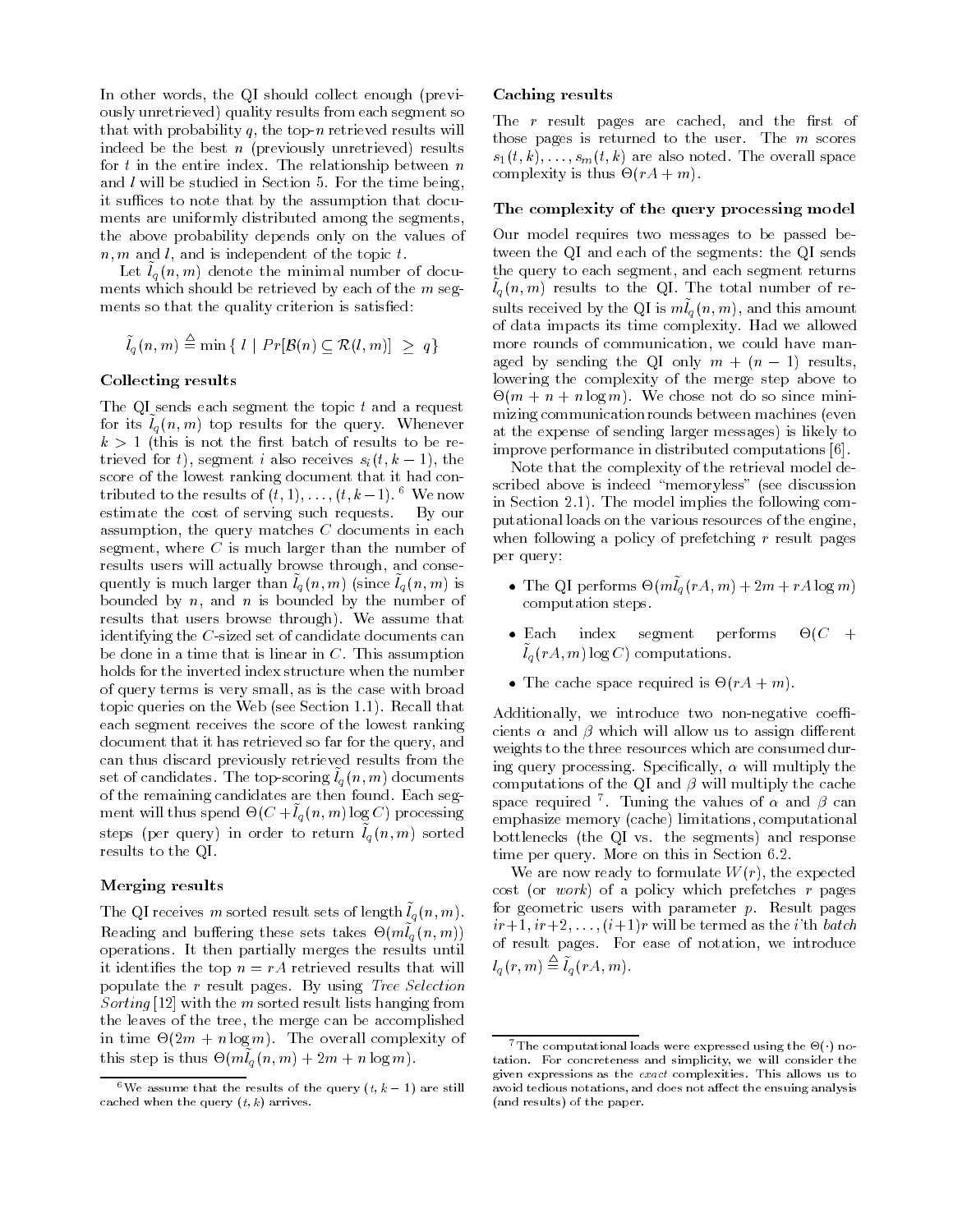In other words, the QI should collect enough (previously unretrieved) quality results from each segment so that with probability $q$, the top-$n$ retrieved results will indeed be the best $n$ (previously unretrieved) results for $t$ in the entire index. The relationship between $n$ and $l$ will be studied in Section 5. For the time being, it suffices to note that by the assumption that documents are uniformly distributed among the segments, the above probability depends only on the values of $n, m$ and $l$, and is independent of the topic $t$.

Let $\tilde{l}_q(n,m)$ denote the minimal number of documents which should be retrieved by each of the $m$ segments so that the quality criterion is satisfied:

$$\tilde{l}_q(n,m) \triangleq \min \{ \; l \; | \; Pr[\mathcal{B}(n) \subseteq \mathcal{R}(l,m)] \;\geq\; q \}$$

### Collecting results

The QI sends each segment the topic $t$ and a request for its $\tilde{l}_q(n,m)$ top results for the query. Whenever $k > 1$ (this is not the first batch of results to be retrieved for $t$), segment $i$ also receives $s_i(t, k-1)$, the score of the lowest ranking document that it had contributed to the results of $(t,1),\ldots,(t,k-1)$. [6] We now estimate the cost of serving such requests. By our assumption, the query matches $C$ documents in each segment, where $C$ is much larger than the number of results users will actually browse through, and consequently is much larger than $\tilde{l}_q(n,m)$ (since $\tilde{l}_q(n,m)$ is bounded by $n$, and $n$ is bounded by the number of results that users browse through). We assume that identifying the $C$-sized set of candidate documents can be done in a time that is linear in $C$. This assumption holds for the inverted index structure when the number of query terms is very small, as is the case with broad topic queries on the Web (see Section 1.1). Recall that each segment receives the score of the lowest ranking document that it has retrieved so far for the query, and can thus discard previously retrieved results from the set of candidates. The top-scoring $\tilde{l}_q(n,m)$ documents of the remaining candidates are then found. Each segment will thus spend $\Theta(C + \tilde{l}_q(n,m) \log C)$ processing steps (per query) in order to return $\tilde{l}_q(n,m)$ sorted results to the QI.

### Merging results

The QI receives $m$ sorted result sets of length $\tilde{l}_q(n,m)$. Reading and buffering these sets takes $\Theta(m\tilde{l}_q(n,m))$ operations. It then partially merges the results until it identifies the top $n = rA$ retrieved results that will populate the $r$ result pages. By using *Tree Selection Sorting* [12] with the $m$ sorted result lists hanging from the leaves of the tree, the merge can be accomplished in time $\Theta(2m + n \log m)$. The overall complexity of this step is thus $\Theta(m\tilde{l}_q(n,m) + 2m + n \log m)$.

[6] We assume that the results of the query $(t, k-1)$ are still cached when the query $(t, k)$ arrives.

### Caching results

The $r$ result pages are cached, and the first of those pages is returned to the user. The $m$ scores $s_1(t,k),\ldots,s_m(t,k)$ are also noted. The overall space complexity is thus $\Theta(rA + m)$.

### The complexity of the query processing model

Our model requires two messages to be passed between the QI and each of the segments: the QI sends the query to each segment, and each segment returns $\tilde{l}_q(n,m)$ results to the QI. The total number of results received by the QI is $m\tilde{l}_q(n,m)$, and this amount of data impacts its time complexity. Had we allowed more rounds of communication, we could have managed by sending the QI only $m + (n-1)$ results, lowering the complexity of the merge step above to $\Theta(m + n + n \log m)$. We chose not do so since minimizing communication rounds between machines (even at the expense of sending larger messages) is likely to improve performance in distributed computations [6].

Note that the complexity of the retrieval model described above is indeed "memoryless" (see discussion in Section 2.1). The model implies the following computational loads on the various resources of the engine, when following a policy of prefetching $r$ result pages per query:

- The QI performs $\Theta(m\tilde{l}_q(rA,m) + 2m + rA \log m)$ computation steps.
- Each index segment performs $\Theta(C + \tilde{l}_q(rA,m) \log C)$ computations.
- The cache space required is $\Theta(rA + m)$.

Additionally, we introduce two non-negative coefficients $\alpha$ and $\beta$ which will allow us to assign different weights to the three resources which are consumed during query processing. Specifically, $\alpha$ will multiply the computations of the QI and $\beta$ will multiply the cache space required [7]. Tuning the values of $\alpha$ and $\beta$ can emphasize memory (cache) limitations, computational bottlenecks (the QI vs. the segments) and response time per query. More on this in Section 6.2.

We are now ready to formulate $W(r)$, the expected cost (or *work*) of a policy which prefetches $r$ pages for geometric users with parameter $p$. Result pages $ir+1, ir+2, \ldots, (i+1)r$ will be termed as the $i$'th *batch* of result pages. For ease of notation, we introduce $l_q(r,m) \triangleq \tilde{l}_q(rA,m)$.

[7] The computational loads were expressed using the $\Theta(\cdot)$ notation. For concreteness and simplicity, we will consider the given expressions as the *exact* complexities. This allows us to avoid tedious notations, and does not affect the ensuing analysis (and results) of the paper.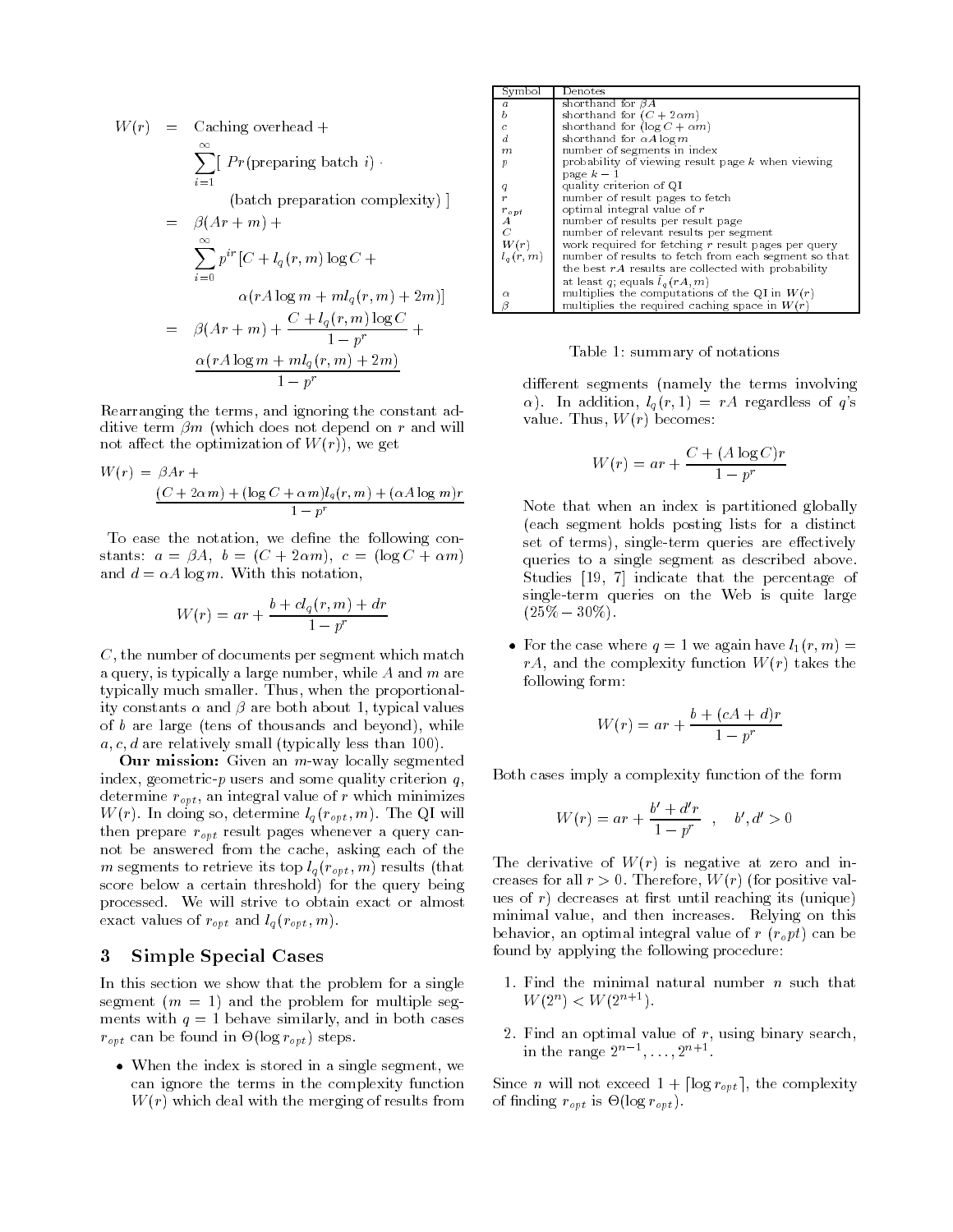$$
\begin{aligned}
W(r) &= \text{Caching overhead} + \\
&\quad \sum_{i=1}^{\infty} [\ Pr(\text{preparing batch } i) \cdot \\
&\qquad (\text{batch preparation complexity})\ ] \\
&= \beta(Ar+m) + \\
&\quad \sum_{i=0}^{\infty} p^{ir} [C + l_q(r,m)\log C + \\
&\qquad \alpha(rA\log m + m l_q(r,m) + 2m)] \\
&= \beta(Ar+m) + \frac{C + l_q(r,m)\log C}{1-p^r} + \\
&\quad \frac{\alpha(rA\log m + m l_q(r,m) + 2m)}{1-p^r}
\end{aligned}
$$

Rearranging the terms, and ignoring the constant additive term $\beta m$ (which does not depend on $r$ and will not affect the optimization of $W(r)$), we get

$$
W(r) = \beta A r + \frac{(C + 2\alpha m) + (\log C + \alpha m) l_q(r,m) + (\alpha A \log m) r}{1-p^r}
$$

To ease the notation, we define the following constants: $a = \beta A$, $b = (C + 2\alpha m)$, $c = (\log C + \alpha m)$ and $d = \alpha A \log m$. With this notation,

$$
W(r) = ar + \frac{b + c l_q(r,m) + dr}{1-p^r}
$$

$C$, the number of documents per segment which match a query, is typically a large number, while $A$ and $m$ are typically much smaller. Thus, when the proportionality constants $\alpha$ and $\beta$ are both about 1, typical values of $b$ are large (tens of thousands and beyond), while $a, c, d$ are relatively small (typically less than 100).

**Our mission:** Given an $m$-way locally segmented index, geometric-$p$ users and some quality criterion $q$, determine $r_{opt}$, an integral value of $r$ which minimizes $W(r)$. In doing so, determine $l_q(r_{opt}, m)$. The QI will then prepare $r_{opt}$ result pages whenever a query cannot be answered from the cache, asking each of the $m$ segments to retrieve its top $l_q(r_{opt}, m)$ results (that score below a certain threshold) for the query being processed. We will strive to obtain exact or almost exact values of $r_{opt}$ and $l_q(r_{opt}, m)$.

## 3 Simple Special Cases

In this section we show that the problem for a single segment ($m = 1$) and the problem for multiple segments with $q = 1$ behave similarly, and in both cases $r_{opt}$ can be found in $\Theta(\log r_{opt})$ steps.

- When the index is stored in a single segment, we can ignore the terms in the complexity function $W(r)$ which deal with the merging of results from different segments (namely the terms involving $\alpha$). In addition, $l_q(r, 1) = rA$ regardless of $q$'s value. Thus, $W(r)$ becomes:

$$
W(r) = ar + \frac{C + (A\log C)r}{1-p^r}
$$

Note that when an index is partitioned globally (each segment holds posting lists for a distinct set of terms), single-term queries are effectively queries to a single segment as described above. Studies [19, 7] indicate that the percentage of single-term queries on the Web is quite large ($25\% - 30\%$).

- For the case where $q = 1$ we again have $l_1(r,m) = rA$, and the complexity function $W(r)$ takes the following form:

$$
W(r) = ar + \frac{b + (cA + d)r}{1-p^r}
$$

Both cases imply a complexity function of the form

$$
W(r) = ar + \frac{b' + d'r}{1-p^r} \quad , \quad b', d' > 0
$$

The derivative of $W(r)$ is negative at zero and increases for all $r > 0$. Therefore, $W(r)$ (for positive values of $r$) decreases at first until reaching its (unique) minimal value, and then increases. Relying on this behavior, an optimal integral value of $r$ ($r_opt$) can be found by applying the following procedure:

1. Find the minimal natural number $n$ such that $W(2^n) < W(2^{n+1})$.
2. Find an optimal value of $r$, using binary search, in the range $2^{n-1}, \ldots, 2^{n+1}$.

Since $n$ will not exceed $1 + \lceil \log r_{opt} \rceil$, the complexity of finding $r_{opt}$ is $\Theta(\log r_{opt})$.

| Symbol | Denotes |
|---|---|
| $a$ | shorthand for $\beta A$ |
| $b$ | shorthand for $(C + 2\alpha m)$ |
| $c$ | shorthand for $(\log C + \alpha m)$ |
| $d$ | shorthand for $\alpha A \log m$ |
| $m$ | number of segments in index |
| $p$ | probability of viewing result page $k$ when viewing page $k-1$ |
| $q$ | quality criterion of QI |
| $r$ | number of result pages to fetch |
| $r_{opt}$ | optimal integral value of $r$ |
| $A$ | number of results per result page |
| $C$ | number of relevant results per segment |
| $W(r)$ | work required for fetching $r$ result pages per query |
| $l_q(r,m)$ | number of results to fetch from each segment so that the best $rA$ results are collected with probability at least $q$; equals $\tilde{l}_q(rA, m)$ |
| $\alpha$ | multiplies the computations of the QI in $W(r)$ |
| $\beta$ | multiplies the required caching space in $W(r)$ |

Table 1: summary of notations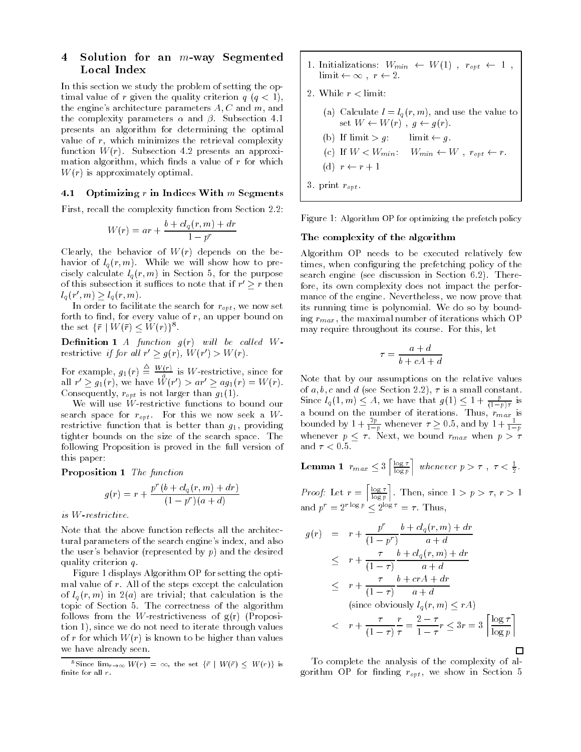# 4 Solution for an $m$-way Segmented Local Index

In this section we study the problem of setting the optimal value of $r$ given the quality criterion $q$ ($q < 1$), the engine's architecture parameters $A, C$ and $m$, and the complexity parameters $\alpha$ and $\beta$. Subsection 4.1 presents an algorithm for determining the optimal value of $r$, which minimizes the retrieval complexity function $W(r)$. Subsection 4.2 presents an approximation algorithm, which finds a value of $r$ for which $W(r)$ is approximately optimal.

## 4.1 Optimizing $r$ in Indices With $m$ Segments

First, recall the complexity function from Section 2.2:

$$W(r) = ar + \frac{b + cl_q(r,m) + dr}{1 - p^r}$$

Clearly, the behavior of $W(r)$ depends on the behavior of $l_q(r,m)$. While we will show how to precisely calculate $l_q(r,m)$ in Section 5, for the purpose of this subsection it suffices to note that if $r' \geq r$ then $l_q(r',m) \geq l_q(r,m)$.

In order to facilitate the search for $r_{opt}$, we now set forth to find, for every value of $r$, an upper bound on the set $\{\bar{r} \mid W(\bar{r}) \leq W(r)\}$[8].

**Definition 1** *A function $g(r)$ will be called $W$-restrictive if for all $r' \geq g(r)$, $W(r') > W(r)$.*

For example, $g_1(r) \triangleq \frac{W(r)}{a}$ is $W$-restrictive, since for all $r' \geq g_1(r)$, we have $W(r') > ar' \geq ag_1(r) = W(r)$. Consequently, $r_{opt}$ is not larger than $g_1(1)$.

We will use $W$-restrictive functions to bound our search space for $r_{opt}$. For this we now seek a $W$-restrictive function that is better than $g_1$, providing tighter bounds on the size of the search space. The following Proposition is proved in the full version of this paper:

**Proposition 1** *The function*

$$g(r) = r + \frac{p^r(b + cl_q(r,m) + dr)}{(1 - p^r)(a + d)}$$

*is $W$-restrictive.*

Note that the above function reflects all the architectural parameters of the search engine's index, and also the user's behavior (represented by $p$) and the desired quality criterion $q$.

Figure 1 displays Algorithm OP for setting the optimal value of $r$. All of the steps except the calculation of $l_q(r,m)$ in 2(a) are trivial; that calculation is the topic of Section 5. The correctness of the algorithm follows from the $W$-restrictiveness of g(r) (Proposition 1), since we do not need to iterate through values of $r$ for which $W(r)$ is known to be higher than values we have already seen.

[8] Since $\lim_{r\to\infty} W(r) = \infty$, the set $\{\bar{r} \mid W(\bar{r}) \leq W(r)\}$ is finite for all $r$.

1. Initializations: $W_{min} \leftarrow W(1)$ , $r_{opt} \leftarrow 1$ , limit $\leftarrow \infty$ , $r \leftarrow 2$.
2. While $r <$ limit:
   (a) Calculate $l = l_q(r,m)$, and use the value to set $W \leftarrow W(r)$ , $g \leftarrow g(r)$.
   (b) If limit $> g$: limit $\leftarrow g$.
   (c) If $W < W_{min}$: $W_{min} \leftarrow W$ , $r_{opt} \leftarrow r$.
   (d) $r \leftarrow r + 1$
3. print $r_{opt}$.

Figure 1: Algorithm OP for optimizing the prefetch policy

### The complexity of the algorithm

Algorithm OP needs to be executed relatively few times, when configuring the prefetching policy of the search engine (see discussion in Section 6.2). Therefore, its own complexity does not impact the performance of the engine. Nevertheless, we now prove that its running time is polynomial. We do so by bounding $r_{max}$, the maximal number of iterations which OP may require throughout its course. For this, let

$$\tau = \frac{a + d}{b + cA + d}$$

Note that by our assumptions on the relative values of $a, b, c$ and $d$ (see Section 2.2), $\tau$ is a small constant. Since $l_q(1,m) \leq A$, we have that $g(1) \leq 1 + \frac{p}{(1-p)\tau}$ is a bound on the number of iterations. Thus, $r_{max}$ is bounded by $1 + \frac{2p}{1-p}$ whenever $\tau \geq 0.5$, and by $1 + \frac{1}{1-p}$ whenever $p \leq \tau$. Next, we bound $r_{max}$ when $p > \tau$ and $\tau < 0.5$.

**Lemma 1** $r_{max} \leq 3\left\lceil \frac{\log \tau}{\log p} \right\rceil$ *whenever $p > \tau$ , $\tau < \frac{1}{2}$.*

*Proof:* Let $r = \left\lceil \frac{\log \tau}{\log p} \right\rceil$. Then, since $1 > p > \tau$, $r > 1$ and $p^r = 2^{r \log p} \leq 2^{\log \tau} = \tau$. Thus,

$$\begin{aligned}
g(r) &= r + \frac{p^r}{(1-p^r)} \frac{b + cl_q(r,m) + dr}{a + d} \\
&\leq r + \frac{\tau}{(1-\tau)} \frac{b + cl_q(r,m) + dr}{a + d} \\
&\leq r + \frac{\tau}{(1-\tau)} \frac{b + crA + dr}{a + d} \\
&\quad \text{(since obviously } l_q(r,m) \leq rA\text{)} \\
&< r + \frac{\tau}{(1-\tau)} \frac{r}{\tau} = \frac{2-\tau}{1-\tau} r \leq 3r = 3\left\lceil \frac{\log \tau}{\log p} \right\rceil
\end{aligned}$$

□

To complete the analysis of the complexity of algorithm OP for finding $r_{opt}$, we show in Section 5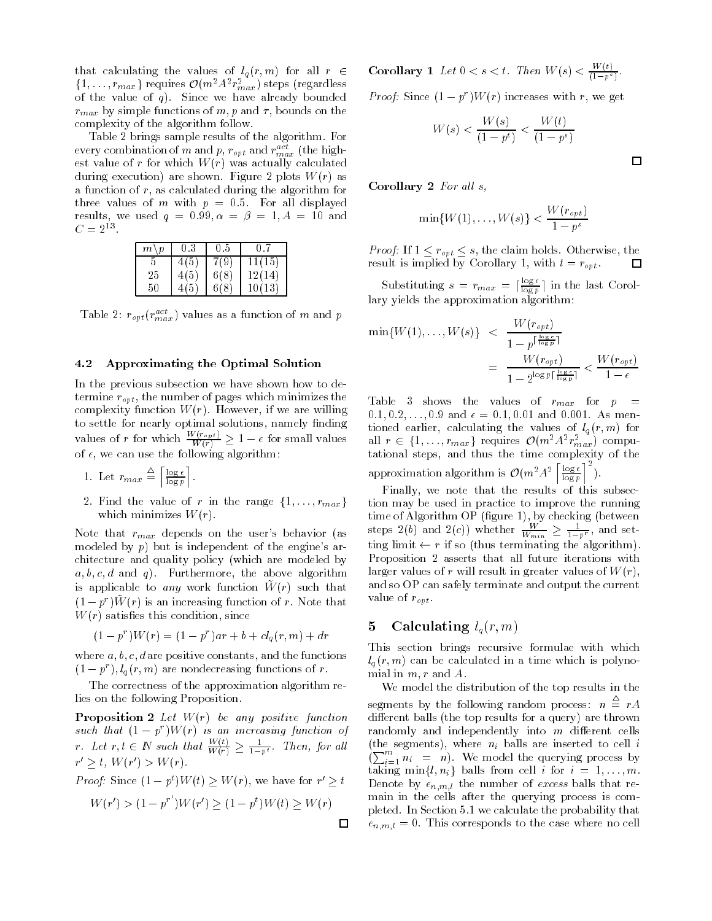that calculating the values of $l_q(r,m)$ for all $r \in \{1,\ldots,r_{max}\}$ requires $\mathcal{O}(m^2A^2r_{max}^2)$ steps (regardless of the value of $q$). Since we have already bounded $r_{max}$ by simple functions of $m$, $p$ and $\tau$, bounds on the complexity of the algorithm follow.

Table 2 brings sample results of the algorithm. For every combination of $m$ and $p$, $r_{opt}$ and $r_{max}^{act}$ (the highest value of $r$ for which $W(r)$ was actually calculated during execution) are shown. Figure 2 plots $W(r)$ as a function of $r$, as calculated during the algorithm for three values of $m$ with $p = 0.5$. For all displayed results, we used $q = 0.99, \alpha = \beta = 1, A = 10$ and $C = 2^{13}$.

| $m \backslash p$ | 0.3 | 0.5 | 0.7 |
|---|---|---|---|
| 5 | 4(5) | 7(9) | 11(15) |
| 25 | 4(5) | 6(8) | 12(14) |
| 50 | 4(5) | 6(8) | 10(13) |

Table 2: $r_{opt}(r_{max}^{act})$ values as a function of $m$ and $p$

### 4.2 Approximating the Optimal Solution

In the previous subsection we have shown how to determine $r_{opt}$, the number of pages which minimizes the complexity function $W(r)$. However, if we are willing to settle for nearly optimal solutions, namely finding values of $r$ for which $\frac{W(r_{opt})}{W(r)} \geq 1-\epsilon$ for small values of $\epsilon$, we can use the following algorithm:

1. Let $r_{max} \triangleq \left\lceil \frac{\log \epsilon}{\log p} \right\rceil$.
2. Find the value of $r$ in the range $\{1,\ldots,r_{max}\}$ which minimizes $W(r)$.

Note that $r_{max}$ depends on the user's behavior (as modeled by $p$) but is independent of the engine's architecture and quality policy (which are modeled by $a, b, c, d$ and $q$). Furthermore, the above algorithm is applicable to *any* work function $\tilde{W}(r)$ such that $(1-p^r)\tilde{W}(r)$ is an increasing function of $r$. Note that $W(r)$ satisfies this condition, since

$$(1-p^r)W(r) = (1-p^r)ar + b + cl_q(r,m) + dr$$

where $a, b, c, d$ are positive constants, and the functions $(1-p^r), l_q(r,m)$ are nondecreasing functions of $r$.

The correctness of the approximation algorithm relies on the following Proposition.

**Proposition 2** *Let $W(r)$ be any positive function such that $(1-p^r)W(r)$ is an increasing function of $r$. Let $r, t \in I\!N$ such that $\frac{W(t)}{W(r)} \geq \frac{1}{1-p^t}$. Then, for all $r' \geq t$, $W(r') > W(r)$.*

*Proof:* Since $(1-p^t)W(t) \geq W(r)$, we have for $r' \geq t$

$$W(r') > (1-p^{r'})W(r') \geq (1-p^t)W(t) \geq W(r)$$

□

**Corollary 1** *Let $0 < s < t$. Then $W(s) < \frac{W(t)}{(1-p^s)}$.*

*Proof:* Since $(1-p^r)W(r)$ increases with $r$, we get

$$W(s) < \frac{W(s)}{(1-p^t)} < \frac{W(t)}{(1-p^s)}$$

□

**Corollary 2** *For all $s$,*

$$\min\{W(1),\ldots,W(s)\} < \frac{W(r_{opt})}{1-p^s}$$

*Proof:* If $1 \leq r_{opt} \leq s$, the claim holds. Otherwise, the result is implied by Corollary 1, with $t = r_{opt}$. □

Substituting $s = r_{max} = \lceil \frac{\log \epsilon}{\log p} \rceil$ in the last Corollary yields the approximation algorithm:

$$\begin{aligned}\min\{W(1),\ldots,W(s)\} &< \frac{W(r_{opt})}{1-p^{\lceil \frac{\log \epsilon}{\log p} \rceil}} \\ &= \frac{W(r_{opt})}{1-2^{\log p \lceil \frac{\log \epsilon}{\log p} \rceil}} < \frac{W(r_{opt})}{1-\epsilon}\end{aligned}$$

Table 3 shows the values of $r_{max}$ for $p = 0.1, 0.2, \ldots, 0.9$ and $\epsilon = 0.1, 0.01$ and $0.001$. As mentioned earlier, calculating the values of $l_q(r,m)$ for all $r \in \{1,\ldots,r_{max}\}$ requires $\mathcal{O}(m^2A^2r_{max}^2)$ computational steps, and thus the time complexity of the approximation algorithm is $\mathcal{O}(m^2A^2\left\lceil \frac{\log \epsilon}{\log p} \right\rceil^2)$.

Finally, we note that the results of this subsection may be used in practice to improve the running time of Algorithm OP (figure 1), by checking (between steps 2(*b*) and 2(*c*)) whether $\frac{W}{W_{min}} \geq \frac{1}{1-p^r}$, and setting limit $\leftarrow r$ if so (thus terminating the algorithm). Proposition 2 asserts that all future iterations with larger values of $r$ will result in greater values of $W(r)$, and so OP can safely terminate and output the current value of $r_{opt}$.

## 5 Calculating $l_q(r,m)$

This section brings recursive formulae with which $l_q(r,m)$ can be calculated in a time which is polynomial in $m$, $r$ and $A$.

We model the distribution of the top results in the segments by the following random process: $n \triangleq rA$ different balls (the top results for a query) are thrown randomly and independently into $m$ different cells (the segments), where $n_i$ balls are inserted to cell $i$ ($\sum_{i=1}^m n_i = n$). We model the querying process by taking $\min\{l, n_i\}$ balls from cell $i$ for $i = 1,\ldots,m$. Denote by $e_{n,m,l}$ the number of *excess* balls that remain in the cells after the querying process is completed. In Section 5.1 we calculate the probability that $e_{n,m,l} = 0$. This corresponds to the case where no cell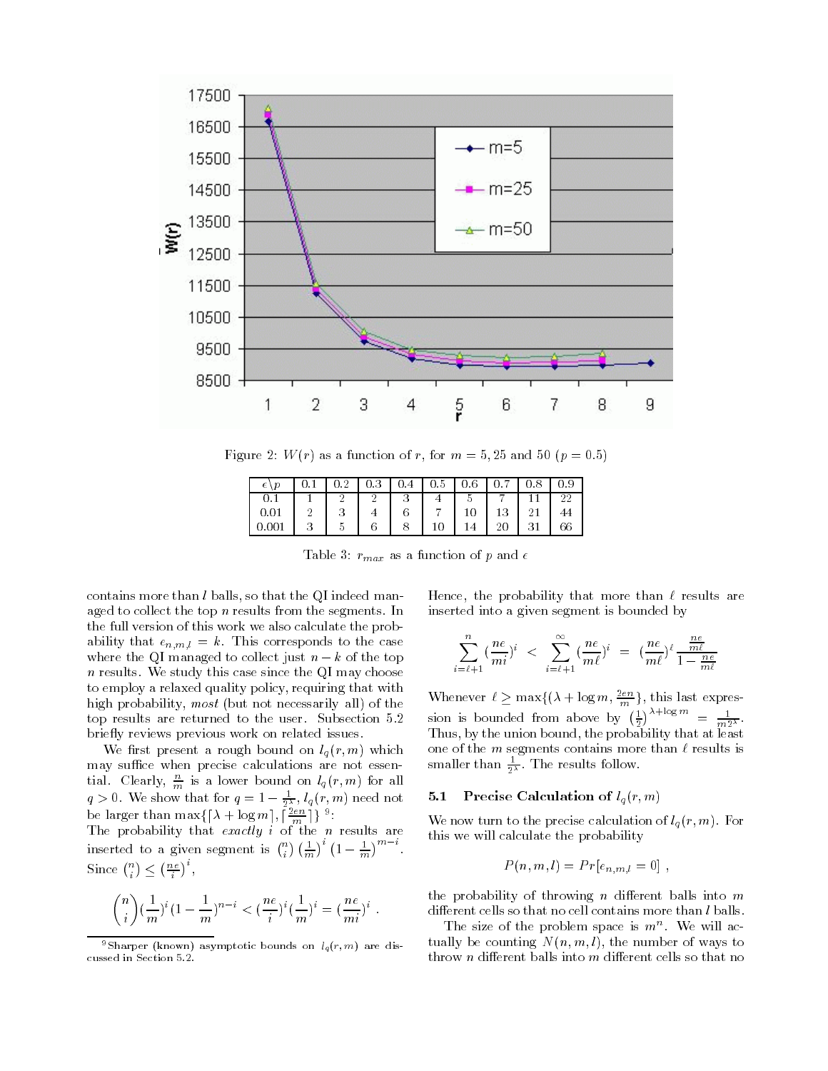17500
16500
15500
14500
13500
12500
11500
10500
9500
8500

W(r)

1 2 3 4 5 6 7 8 9

r

m=5
m=25
m=50

Figure 2: $W(r)$ as a function of $r$, for $m = 5, 25$ and $50$ ($p = 0.5$)

| $\epsilon \backslash p$ | 0.1 | 0.2 | 0.3 | 0.4 | 0.5 | 0.6 | 0.7 | 0.8 | 0.9 |
|---|---|---|---|---|---|---|---|---|---|
| 0.1 | 1 | 2 | 2 | 3 | 4 | 5 | 7 | 11 | 22 |
| 0.01 | 2 | 3 | 4 | 6 | 7 | 10 | 13 | 21 | 44 |
| 0.001 | 3 | 5 | 6 | 8 | 10 | 14 | 20 | 31 | 66 |

Table 3: $r_{max}$ as a function of $p$ and $\epsilon$

contains more than $l$ balls, so that the QI indeed managed to collect the top $n$ results from the segments. In the full version of this work we also calculate the probability that $\epsilon_{n,m,l} = k$. This corresponds to the case where the QI managed to collect just $n - k$ of the top $n$ results. We study this case since the QI may choose to employ a relaxed quality policy, requiring that with high probability, *most* (but not necessarily all) of the top results are returned to the user. Subsection 5.2 briefly reviews previous work on related issues.

We first present a rough bound on $l_q(r, m)$ which may suffice when precise calculations are not essential. Clearly, $\frac{n}{m}$ is a lower bound on $l_q(r, m)$ for all $q > 0$. We show that for $q = 1 - \frac{1}{2^\lambda}$, $l_q(r, m)$ need not be larger than $\max\{\lceil \lambda + \log m \rceil, \lceil \frac{2en}{m} \rceil\}$ [9]:
The probability that *exactly* $i$ of the $n$ results are inserted to a given segment is $\binom{n}{i} \left(\frac{1}{m}\right)^i \left(1 - \frac{1}{m}\right)^{m-i}$. Since $\binom{n}{i} \le \left(\frac{ne}{i}\right)^i$,

$$\binom{n}{i} (\frac{1}{m})^i (1 - \frac{1}{m})^{n-i} < (\frac{ne}{i})^i (\frac{1}{m})^i = (\frac{ne}{mi})^i \; .$$

Hence, the probability that more than $\ell$ results are inserted into a given segment is bounded by

$$\sum_{i=\ell+1}^{n} (\frac{ne}{mi})^i \;<\; \sum_{i=\ell+1}^{\infty} (\frac{ne}{m\ell})^i \;=\; (\frac{ne}{m\ell})^\ell \frac{\frac{ne}{m\ell}}{1 - \frac{ne}{m\ell}}$$

Whenever $\ell \ge \max\{(\lambda + \log m, \frac{2en}{m}\}$, this last expression is bounded from above by $\left(\frac{1}{2}\right)^{\lambda + \log m} = \frac{1}{m 2^\lambda}$. Thus, by the union bound, the probability that at least one of the $m$ segments contains more than $\ell$ results is smaller than $\frac{1}{2^\lambda}$. The results follow.

### 5.1 Precise Calculation of $l_q(r, m)$

We now turn to the precise calculation of $l_q(r, m)$. For this we will calculate the probability

$$P(n, m, l) = Pr[\epsilon_{n,m,l} = 0] \; ,$$

the probability of throwing $n$ different balls into $m$ different cells so that no cell contains more than $l$ balls.

The size of the problem space is $m^n$. We will actually be counting $N(n, m, l)$, the number of ways to throw $n$ different balls into $m$ different cells so that no

[9] Sharper (known) asymptotic bounds on $l_q(r, m)$ are discussed in Section 5.2.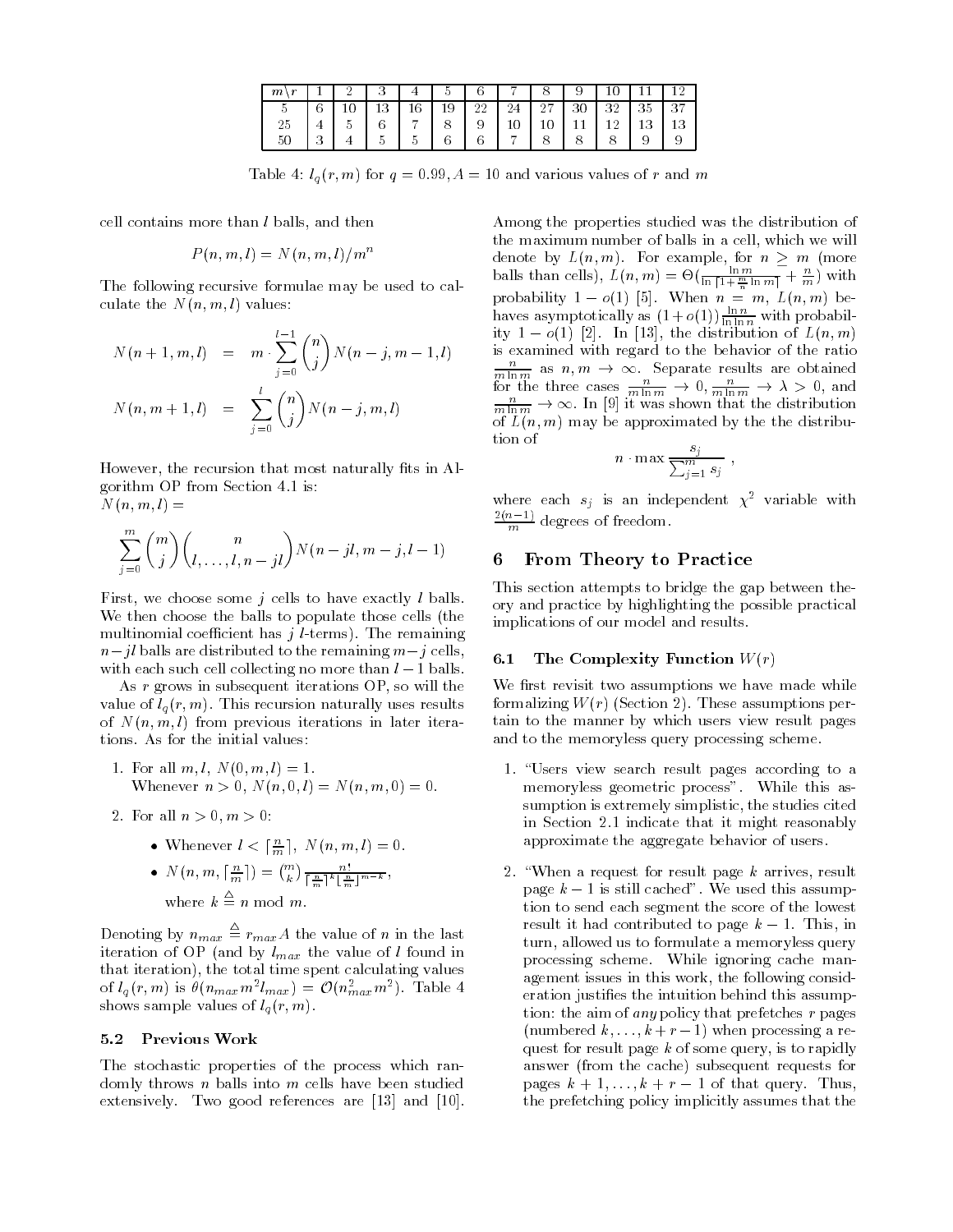| $m\backslash r$ | 1 | 2 | 3 | 4 | 5 | 6 | 7 | 8 | 9 | 10 | 11 | 12 |
|---|---|---|---|---|---|---|---|---|---|---|---|---|
| 5 | 6 | 10 | 13 | 16 | 19 | 22 | 24 | 27 | 30 | 32 | 35 | 37 |
| 25 | 4 | 5 | 6 | 7 | 8 | 9 | 10 | 10 | 11 | 12 | 13 | 13 |
| 50 | 3 | 4 | 5 | 5 | 6 | 6 | 7 | 8 | 8 | 8 | 9 | 9 |

Table 4: $l_q(r,m)$ for $q = 0.99, A = 10$ and various values of $r$ and $m$

cell contains more than $l$ balls, and then

$$P(n,m,l) = N(n,m,l)/m^n$$

The following recursive formulae may be used to calculate the $N(n,m,l)$ values:

$$N(n+1,m,l) = m \cdot \sum_{j=0}^{l-1} \binom{n}{j} N(n-j, m-1, l)$$

$$N(n,m+1,l) = \sum_{j=0}^{l} \binom{n}{j} N(n-j, m, l)$$

However, the recursion that most naturally fits in Algorithm OP from Section 4.1 is:
$N(n,m,l) =$

$$\sum_{j=0}^{m} \binom{m}{j} \binom{n}{l,\ldots,l,n-jl} N(n-jl, m-j, l-1)$$

First, we choose some $j$ cells to have exactly $l$ balls. We then choose the balls to populate those cells (the multinomial coefficient has $j$ $l$-terms). The remaining $n-jl$ balls are distributed to the remaining $m-j$ cells, with each such cell collecting no more than $l-1$ balls.

As $r$ grows in subsequent iterations OP, so will the value of $l_q(r,m)$. This recursion naturally uses results of $N(n,m,l)$ from previous iterations in later iterations. As for the initial values:

1. For all $m, l$, $N(0,m,l) = 1$.
   Whenever $n > 0$, $N(n,0,l) = N(n,m,0) = 0$.
2. For all $n > 0, m > 0$:
   - Whenever $l < \lceil \frac{n}{m} \rceil$, $N(n,m,l) = 0$.
   - $N(n,m,\lceil \frac{n}{m} \rceil) = \binom{m}{k} \frac{n!}{\lceil \frac{n}{m} \rceil^k \lfloor \frac{n}{m} \rfloor^{m-k}}$,
     where $k \triangleq n \bmod m$.

Denoting by $n_{max} \triangleq r_{max}A$ the value of $n$ in the last iteration of OP (and by $l_{max}$ the value of $l$ found in that iteration), the total time spent calculating values of $l_q(r,m)$ is $\theta(n_{max}m^2 l_{max}) = \mathcal{O}(n_{max}^2 m^2)$. Table 4 shows sample values of $l_q(r,m)$.

### 5.2 Previous Work

The stochastic properties of the process which randomly throws $n$ balls into $m$ cells have been studied extensively. Two good references are [13] and [10]. Among the properties studied was the distribution of the maximum number of balls in a cell, which we will denote by $L(n,m)$. For example, for $n \geq m$ (more balls than cells), $L(n,m) = \Theta(\frac{\ln m}{\ln \lceil 1 + \frac{m}{n} \ln m \rceil} + \frac{n}{m})$ with probability $1 - o(1)$ [5]. When $n = m$, $L(n,m)$ behaves asymptotically as $(1+o(1))\frac{\ln n}{\ln \ln n}$ with probability $1 - o(1)$ [2]. In [13], the distribution of $L(n,m)$ is examined with regard to the behavior of the ratio $\frac{n}{m \ln m}$ as $n, m \to \infty$. Separate results are obtained for the three cases $\frac{n}{m \ln m} \to 0$, $\frac{n}{m \ln m} \to \lambda > 0$, and $\frac{n}{m \ln m} \to \infty$. In [9] it was shown that the distribution of $L(n,m)$ may be approximated by the the distribution of

$$n \cdot \max \frac{s_j}{\sum_{j=1}^{m} s_j} \ ,$$

where each $s_j$ is an independent $\chi^2$ variable with $\frac{2(n-1)}{m}$ degrees of freedom.

## 6 From Theory to Practice

This section attempts to bridge the gap between theory and practice by highlighting the possible practical implications of our model and results.

### 6.1 The Complexity Function $W(r)$

We first revisit two assumptions we have made while formalizing $W(r)$ (Section 2). These assumptions pertain to the manner by which users view result pages and to the memoryless query processing scheme.

1. "Users view search result pages according to a memoryless geometric process". While this assumption is extremely simplistic, the studies cited in Section 2.1 indicate that it might reasonably approximate the aggregate behavior of users.
2. "When a request for result page $k$ arrives, result page $k-1$ is still cached". We used this assumption to send each segment the score of the lowest result it had contributed to page $k-1$. This, in turn, allowed us to formulate a memoryless query processing scheme. While ignoring cache management issues in this work, the following consideration justifies the intuition behind this assumption: the aim of *any* policy that prefetches $r$ pages (numbered $k, \ldots, k+r-1$) when processing a request for result page $k$ of some query, is to rapidly answer (from the cache) subsequent requests for pages $k+1, \ldots, k+r-1$ of that query. Thus, the prefetching policy implicitly assumes that the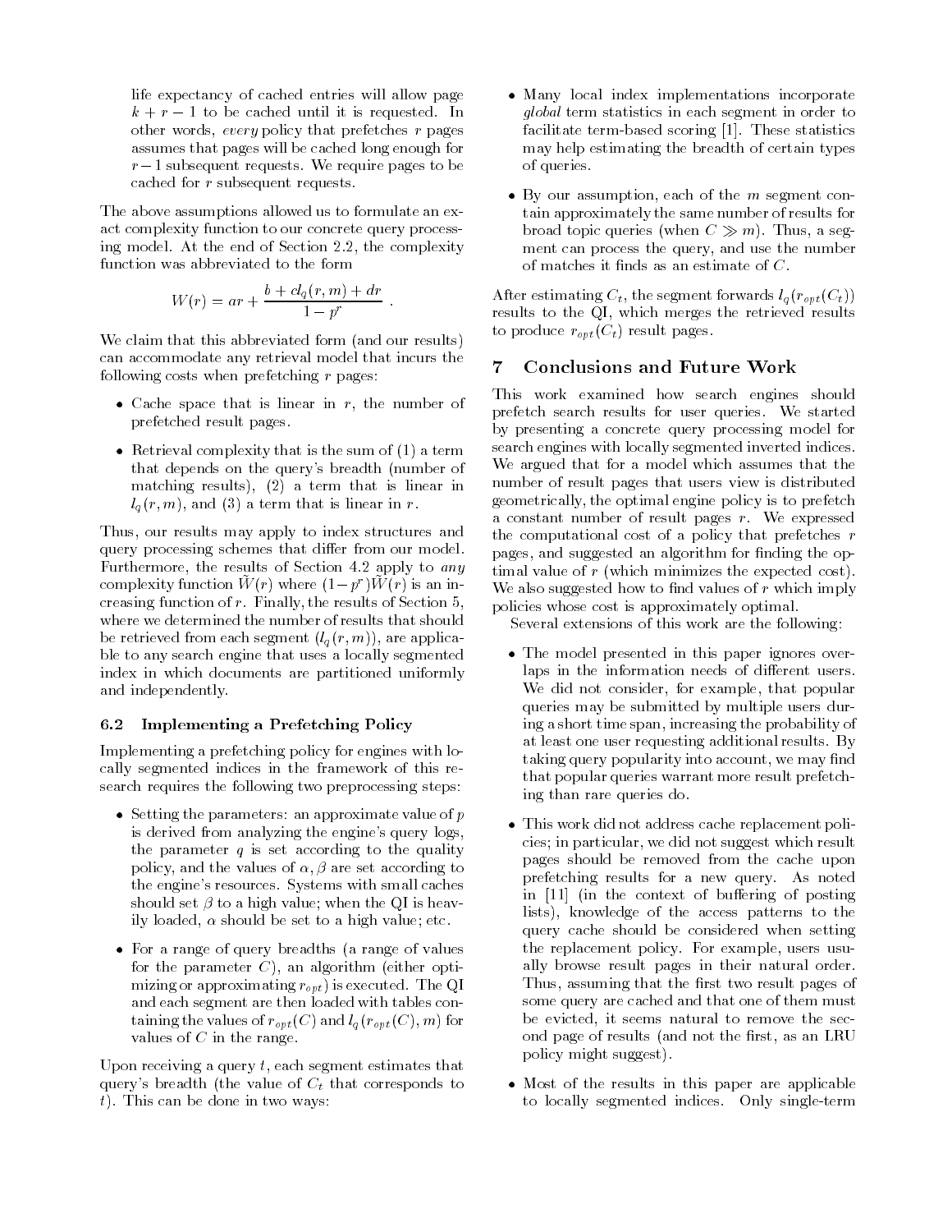life expectancy of cached entries will allow page $k + r - 1$ to be cached until it is requested. In other words, *every* policy that prefetches $r$ pages assumes that pages will be cached long enough for $r-1$ subsequent requests. We require pages to be cached for $r$ subsequent requests.

The above assumptions allowed us to formulate an exact complexity function to our concrete query processing model. At the end of Section 2.2, the complexity function was abbreviated to the form

$$W(r) = ar + \frac{b + cl_q(r, m) + dr}{1 - p^r} .$$

We claim that this abbreviated form (and our results) can accommodate any retrieval model that incurs the following costs when prefetching $r$ pages:

- Cache space that is linear in $r$, the number of prefetched result pages.
- Retrieval complexity that is the sum of (1) a term that depends on the query's breadth (number of matching results), (2) a term that is linear in $l_q(r, m)$, and (3) a term that is linear in $r$.

Thus, our results may apply to index structures and query processing schemes that differ from our model. Furthermore, the results of Section 4.2 apply to *any* complexity function $\tilde{W}(r)$ where $(1-p^r)\tilde{W}(r)$ is an increasing function of $r$. Finally, the results of Section 5, where we determined the number of results that should be retrieved from each segment ($l_q(r, m)$), are applicable to any search engine that uses a locally segmented index in which documents are partitioned uniformly and independently.

### 6.2 Implementing a Prefetching Policy

Implementing a prefetching policy for engines with locally segmented indices in the framework of this research requires the following two preprocessing steps:

- Setting the parameters: an approximate value of $p$ is derived from analyzing the engine's query logs, the parameter $q$ is set according to the quality policy, and the values of $\alpha, \beta$ are set according to the engine's resources. Systems with small caches should set $\beta$ to a high value; when the QI is heavily loaded, $\alpha$ should be set to a high value; etc.
- For a range of query breadths (a range of values for the parameter $C$), an algorithm (either optimizing or approximating $r_{opt}$) is executed. The QI and each segment are then loaded with tables containing the values of $r_{opt}(C)$ and $l_q(r_{opt}(C), m)$ for values of $C$ in the range.

Upon receiving a query $t$, each segment estimates that query's breadth (the value of $C_t$ that corresponds to $t$). This can be done in two ways:

- Many local index implementations incorporate *global* term statistics in each segment in order to facilitate term-based scoring [1]. These statistics may help estimating the breadth of certain types of queries.
- By our assumption, each of the $m$ segment contain approximately the same number of results for broad topic queries (when $C \gg m$). Thus, a segment can process the query, and use the number of matches it finds as an estimate of $C$.

After estimating $C_t$, the segment forwards $l_q(r_{opt}(C_t))$ results to the QI, which merges the retrieved results to produce $r_{opt}(C_t)$ result pages.

## 7 Conclusions and Future Work

This work examined how search engines should prefetch search results for user queries. We started by presenting a concrete query processing model for search engines with locally segmented inverted indices. We argued that for a model which assumes that the number of result pages that users view is distributed geometrically, the optimal engine policy is to prefetch a constant number of result pages $r$. We expressed the computational cost of a policy that prefetches $r$ pages, and suggested an algorithm for finding the optimal value of $r$ (which minimizes the expected cost). We also suggested how to find values of $r$ which imply policies whose cost is approximately optimal.

Several extensions of this work are the following:

- The model presented in this paper ignores overlaps in the information needs of different users. We did not consider, for example, that popular queries may be submitted by multiple users during a short time span, increasing the probability of at least one user requesting additional results. By taking query popularity into account, we may find that popular queries warrant more result prefetching than rare queries do.
- This work did not address cache replacement policies; in particular, we did not suggest which result pages should be removed from the cache upon prefetching results for a new query. As noted in [11] (in the context of buffering of posting lists), knowledge of the access patterns to the query cache should be considered when setting the replacement policy. For example, users usually browse result pages in their natural order. Thus, assuming that the first two result pages of some query are cached and that one of them must be evicted, it seems natural to remove the second page of results (and not the first, as an LRU policy might suggest).
- Most of the results in this paper are applicable to locally segmented indices. Only single-term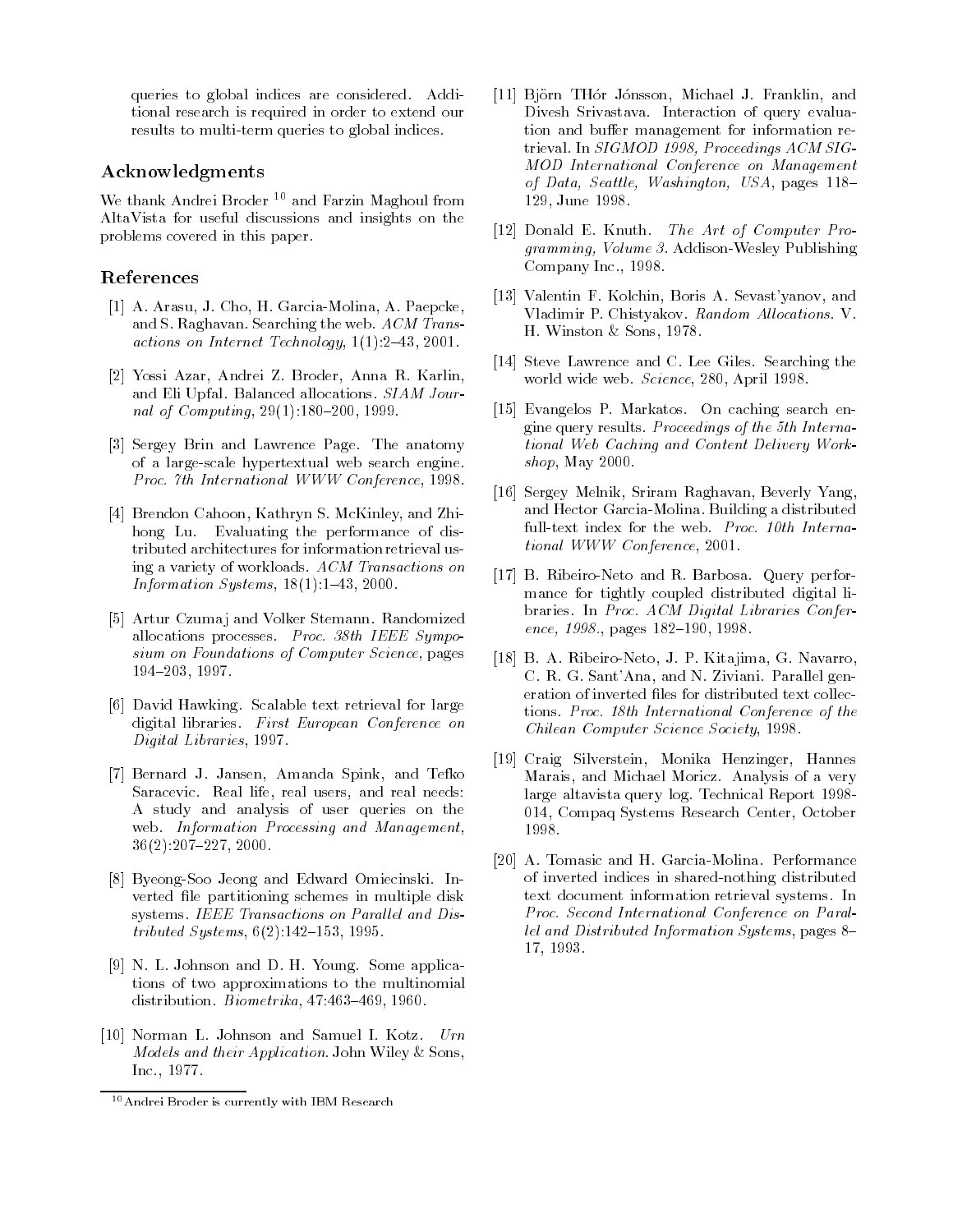queries to global indices are considered. Additional research is required in order to extend our results to multi-term queries to global indices.

## Acknowledgments

We thank Andrei Broder [10] and Farzin Maghoul from AltaVista for useful discussions and insights on the problems covered in this paper.

## References

[1] A. Arasu, J. Cho, H. Garcia-Molina, A. Paepcke, and S. Raghavan. Searching the web. *ACM Transactions on Internet Technology*, 1(1):2–43, 2001.

[2] Yossi Azar, Andrei Z. Broder, Anna R. Karlin, and Eli Upfal. Balanced allocations. *SIAM Journal of Computing*, 29(1):180–200, 1999.

[3] Sergey Brin and Lawrence Page. The anatomy of a large-scale hypertextual web search engine. *Proc. 7th International WWW Conference*, 1998.

[4] Brendon Cahoon, Kathryn S. McKinley, and Zhihong Lu. Evaluating the performance of distributed architectures for information retrieval using a variety of workloads. *ACM Transactions on Information Systems*, 18(1):1–43, 2000.

[5] Artur Czumaj and Volker Stemann. Randomized allocations processes. *Proc. 38th IEEE Symposium on Foundations of Computer Science*, pages 194–203, 1997.

[6] David Hawking. Scalable text retrieval for large digital libraries. *First European Conference on Digital Libraries*, 1997.

[7] Bernard J. Jansen, Amanda Spink, and Tefko Saracevic. Real life, real users, and real needs: A study and analysis of user queries on the web. *Information Processing and Management*, 36(2):207–227, 2000.

[8] Byeong-Soo Jeong and Edward Omiecinski. Inverted file partitioning schemes in multiple disk systems. *IEEE Transactions on Parallel and Distributed Systems*, 6(2):142–153, 1995.

[9] N. L. Johnson and D. H. Young. Some applications of two approximations to the multinomial distribution. *Biometrika*, 47:463–469, 1960.

[10] Norman L. Johnson and Samuel I. Kotz. *Urn Models and their Application*. John Wiley & Sons, Inc., 1977.

[11] Björn THór Jónsson, Michael J. Franklin, and Divesh Srivastava. Interaction of query evaluation and buffer management for information retrieval. In *SIGMOD 1998, Proceedings ACM SIGMOD International Conference on Management of Data, Seattle, Washington, USA*, pages 118–129, June 1998.

[12] Donald E. Knuth. *The Art of Computer Programming, Volume 3*. Addison-Wesley Publishing Company Inc., 1998.

[13] Valentin F. Kolchin, Boris A. Sevast'yanov, and Vladimir P. Chistyakov. *Random Allocations*. V. H. Winston & Sons, 1978.

[14] Steve Lawrence and C. Lee Giles. Searching the world wide web. *Science*, 280, April 1998.

[15] Evangelos P. Markatos. On caching search engine query results. *Proceedings of the 5th International Web Caching and Content Delivery Workshop*, May 2000.

[16] Sergey Melnik, Sriram Raghavan, Beverly Yang, and Hector Garcia-Molina. Building a distributed full-text index for the web. *Proc. 10th International WWW Conference*, 2001.

[17] B. Ribeiro-Neto and R. Barbosa. Query performance for tightly coupled distributed digital libraries. In *Proc. ACM Digital Libraries Conference, 1998.*, pages 182–190, 1998.

[18] B. A. Ribeiro-Neto, J. P. Kitajima, G. Navarro, C. R. G. Sant'Ana, and N. Ziviani. Parallel generation of inverted files for distributed text collections. *Proc. 18th International Conference of the Chilean Computer Science Society*, 1998.

[19] Craig Silverstein, Monika Henzinger, Hannes Marais, and Michael Moricz. Analysis of a very large altavista query log. Technical Report 1998-014, Compaq Systems Research Center, October 1998.

[20] A. Tomasic and H. Garcia-Molina. Performance of inverted indices in shared-nothing distributed text document information retrieval systems. In *Proc. Second International Conference on Parallel and Distributed Information Systems*, pages 8–17, 1993.

[10] Andrei Broder is currently with IBM Research